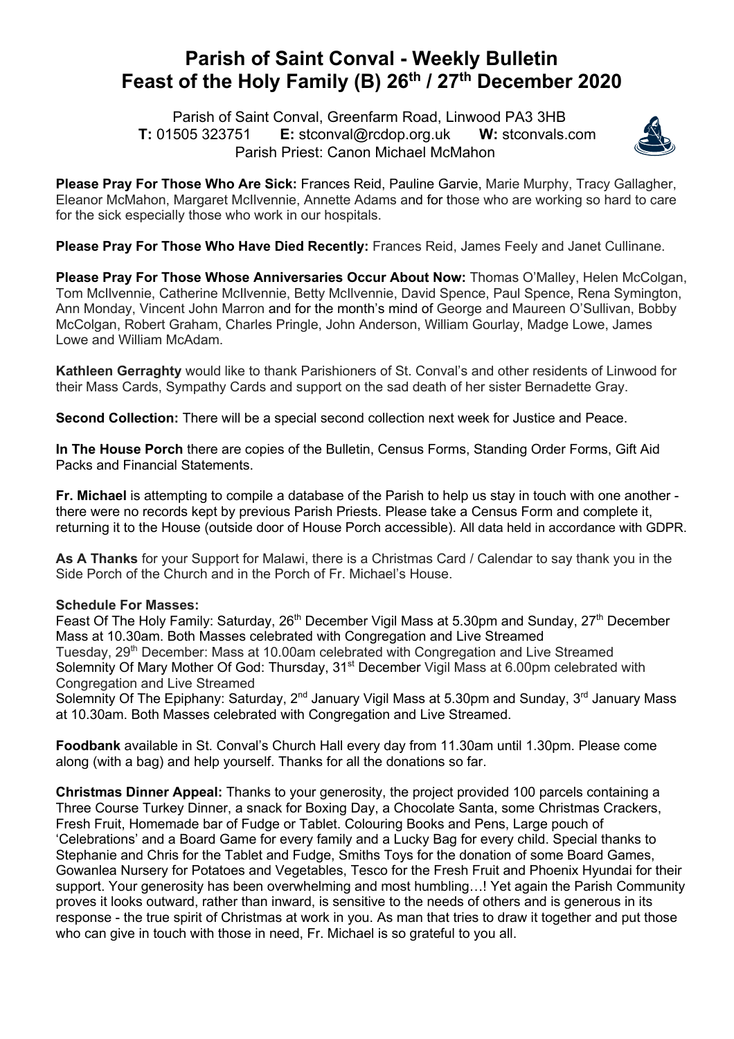# Parish of Saint Conval - Weekly Bulletin
# Feast of the Holy Family (B) 26th / 27th December 2020

Parish of Saint Conval, Greenfarm Road, Linwood PA3 3HB
**T:** 01505 323751 **E:** stconval@rcdop.org.uk **W:** stconvals.com
Parish Priest: Canon Michael McMahon

**Please Pray For Those Who Are Sick:** Frances Reid, Pauline Garvie, Marie Murphy, Tracy Gallagher, Eleanor McMahon, Margaret McIlvennie, Annette Adams and for those who are working so hard to care for the sick especially those who work in our hospitals.

**Please Pray For Those Who Have Died Recently:** Frances Reid, James Feely and Janet Cullinane.

**Please Pray For Those Whose Anniversaries Occur About Now:** Thomas O'Malley, Helen McColgan, Tom McIlvennie, Catherine McIlvennie, Betty McIlvennie, David Spence, Paul Spence, Rena Symington, Ann Monday, Vincent John Marron and for the month's mind of George and Maureen O'Sullivan, Bobby McColgan, Robert Graham, Charles Pringle, John Anderson, William Gourlay, Madge Lowe, James Lowe and William McAdam.

**Kathleen Gerraghty** would like to thank Parishioners of St. Conval's and other residents of Linwood for their Mass Cards, Sympathy Cards and support on the sad death of her sister Bernadette Gray.

**Second Collection:** There will be a special second collection next week for Justice and Peace.

**In The House Porch** there are copies of the Bulletin, Census Forms, Standing Order Forms, Gift Aid Packs and Financial Statements.

**Fr. Michael** is attempting to compile a database of the Parish to help us stay in touch with one another - there were no records kept by previous Parish Priests. Please take a Census Form and complete it, returning it to the House (outside door of House Porch accessible). All data held in accordance with GDPR.

**As A Thanks** for your Support for Malawi, there is a Christmas Card / Calendar to say thank you in the Side Porch of the Church and in the Porch of Fr. Michael's House.

**Schedule For Masses:**
Feast Of The Holy Family: Saturday, 26th December Vigil Mass at 5.30pm and Sunday, 27th December Mass at 10.30am. Both Masses celebrated with Congregation and Live Streamed
Tuesday, 29th December: Mass at 10.00am celebrated with Congregation and Live Streamed
Solemnity Of Mary Mother Of God: Thursday, 31st December Vigil Mass at 6.00pm celebrated with Congregation and Live Streamed
Solemnity Of The Epiphany: Saturday, 2nd January Vigil Mass at 5.30pm and Sunday, 3rd January Mass at 10.30am. Both Masses celebrated with Congregation and Live Streamed.

**Foodbank** available in St. Conval's Church Hall every day from 11.30am until 1.30pm. Please come along (with a bag) and help yourself. Thanks for all the donations so far.

**Christmas Dinner Appeal:** Thanks to your generosity, the project provided 100 parcels containing a Three Course Turkey Dinner, a snack for Boxing Day, a Chocolate Santa, some Christmas Crackers, Fresh Fruit, Homemade bar of Fudge or Tablet. Colouring Books and Pens, Large pouch of 'Celebrations' and a Board Game for every family and a Lucky Bag for every child. Special thanks to Stephanie and Chris for the Tablet and Fudge, Smiths Toys for the donation of some Board Games, Gowanlea Nursery for Potatoes and Vegetables, Tesco for the Fresh Fruit and Phoenix Hyundai for their support. Your generosity has been overwhelming and most humbling…! Yet again the Parish Community proves it looks outward, rather than inward, is sensitive to the needs of others and is generous in its response - the true spirit of Christmas at work in you. As man that tries to draw it together and put those who can give in touch with those in need, Fr. Michael is so grateful to you all.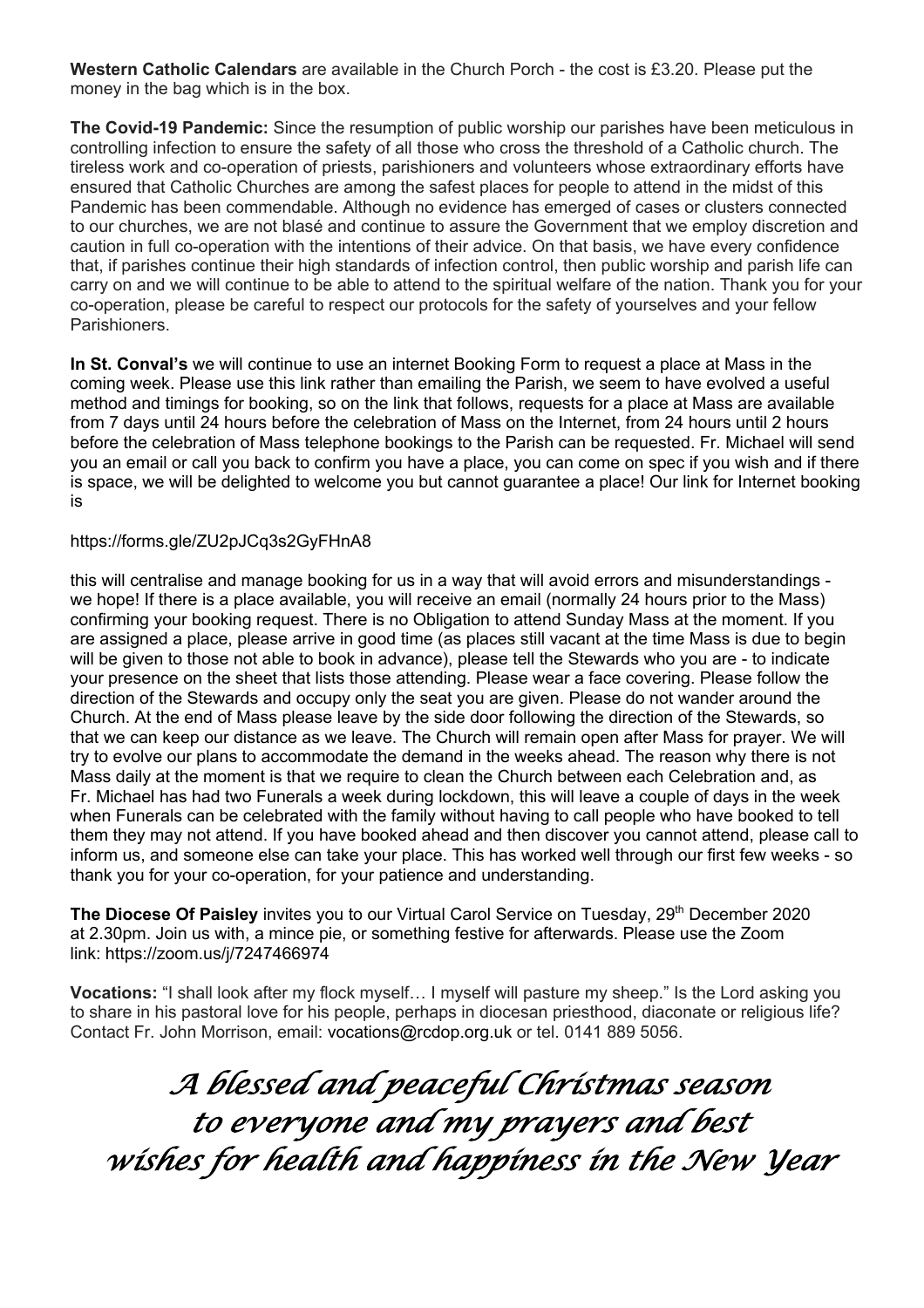**Western Catholic Calendars** are available in the Church Porch - the cost is £3.20. Please put the money in the bag which is in the box.

**The Covid-19 Pandemic:** Since the resumption of public worship our parishes have been meticulous in controlling infection to ensure the safety of all those who cross the threshold of a Catholic church. The tireless work and co-operation of priests, parishioners and volunteers whose extraordinary efforts have ensured that Catholic Churches are among the safest places for people to attend in the midst of this Pandemic has been commendable. Although no evidence has emerged of cases or clusters connected to our churches, we are not blasé and continue to assure the Government that we employ discretion and caution in full co-operation with the intentions of their advice. On that basis, we have every confidence that, if parishes continue their high standards of infection control, then public worship and parish life can carry on and we will continue to be able to attend to the spiritual welfare of the nation. Thank you for your co-operation, please be careful to respect our protocols for the safety of yourselves and your fellow Parishioners.

**In St. Conval's** we will continue to use an internet Booking Form to request a place at Mass in the coming week. Please use this link rather than emailing the Parish, we seem to have evolved a useful method and timings for booking, so on the link that follows, requests for a place at Mass are available from 7 days until 24 hours before the celebration of Mass on the Internet, from 24 hours until 2 hours before the celebration of Mass telephone bookings to the Parish can be requested. Fr. Michael will send you an email or call you back to confirm you have a place, you can come on spec if you wish and if there is space, we will be delighted to welcome you but cannot guarantee a place! Our link for Internet booking is

https://forms.gle/ZU2pJCq3s2GyFHnA8

this will centralise and manage booking for us in a way that will avoid errors and misunderstandings - we hope! If there is a place available, you will receive an email (normally 24 hours prior to the Mass) confirming your booking request. There is no Obligation to attend Sunday Mass at the moment. If you are assigned a place, please arrive in good time (as places still vacant at the time Mass is due to begin will be given to those not able to book in advance), please tell the Stewards who you are - to indicate your presence on the sheet that lists those attending. Please wear a face covering. Please follow the direction of the Stewards and occupy only the seat you are given. Please do not wander around the Church. At the end of Mass please leave by the side door following the direction of the Stewards, so that we can keep our distance as we leave. The Church will remain open after Mass for prayer. We will try to evolve our plans to accommodate the demand in the weeks ahead. The reason why there is not Mass daily at the moment is that we require to clean the Church between each Celebration and, as Fr. Michael has had two Funerals a week during lockdown, this will leave a couple of days in the week when Funerals can be celebrated with the family without having to call people who have booked to tell them they may not attend. If you have booked ahead and then discover you cannot attend, please call to inform us, and someone else can take your place. This has worked well through our first few weeks - so thank you for your co-operation, for your patience and understanding.

**The Diocese Of Paisley** invites you to our Virtual Carol Service on Tuesday, 29th December 2020 at 2.30pm. Join us with, a mince pie, or something festive for afterwards. Please use the Zoom link: https://zoom.us/j/7247466974

**Vocations:** "I shall look after my flock myself… I myself will pasture my sheep." Is the Lord asking you to share in his pastoral love for his people, perhaps in diocesan priesthood, diaconate or religious life? Contact Fr. John Morrison, email: vocations@rcdop.org.uk or tel. 0141 889 5056.

*A blessed and peaceful Christmas season to everyone and my prayers and best wishes for health and happiness in the New Year*